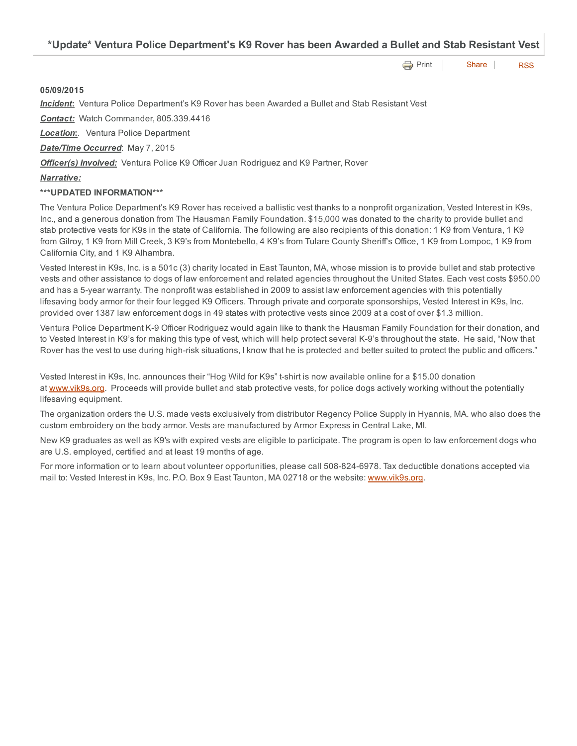## *Update* Ventura Police Department's K9 Rover has been Awarded a Bullet and Stab Resistant Vest

**05/09/2015**

***Incident*:** Ventura Police Department's K9 Rover has been Awarded a Bullet and Stab Resistant Vest

***Contact:*** Watch Commander, 805.339.4416

***Location*:**. Ventura Police Department

***Date/Time Occurred***: May 7, 2015

***Officer(s) Involved:*** Ventura Police K9 Officer Juan Rodriguez and K9 Partner, Rover

***Narrative:***

**\*\*\*UPDATED INFORMATION\*\*\***

The Ventura Police Department's K9 Rover has received a ballistic vest thanks to a nonprofit organization, Vested Interest in K9s, Inc., and a generous donation from The Hausman Family Foundation. $15,000 was donated to the charity to provide bullet and stab protective vests for K9s in the state of California. The following are also recipients of this donation: 1 K9 from Ventura, 1 K9 from Gilroy, 1 K9 from Mill Creek, 3 K9's from Montebello, 4 K9's from Tulare County Sheriff's Office, 1 K9 from Lompoc, 1 K9 from California City, and 1 K9 Alhambra.

Vested Interest in K9s, Inc. is a 501c (3) charity located in East Taunton, MA, whose mission is to provide bullet and stab protective vests and other assistance to dogs of law enforcement and related agencies throughout the United States. Each vest costs $950.00 and has a 5-year warranty. The nonprofit was established in 2009 to assist law enforcement agencies with this potentially lifesaving body armor for their four legged K9 Officers. Through private and corporate sponsorships, Vested Interest in K9s, Inc. provided over 1387 law enforcement dogs in 49 states with protective vests since 2009 at a cost of over $1.3 million.

Ventura Police Department K-9 Officer Rodriguez would again like to thank the Hausman Family Foundation for their donation, and to Vested Interest in K9's for making this type of vest, which will help protect several K-9's throughout the state. He said, "Now that Rover has the vest to use during high-risk situations, I know that he is protected and better suited to protect the public and officers."

Vested Interest in K9s, Inc. announces their "Hog Wild for K9s" t-shirt is now available online for a $15.00 donation at www.vik9s.org. Proceeds will provide bullet and stab protective vests, for police dogs actively working without the potentially lifesaving equipment.

The organization orders the U.S. made vests exclusively from distributor Regency Police Supply in Hyannis, MA. who also does the custom embroidery on the body armor. Vests are manufactured by Armor Express in Central Lake, MI.

New K9 graduates as well as K9's with expired vests are eligible to participate. The program is open to law enforcement dogs who are U.S. employed, certified and at least 19 months of age.

For more information or to learn about volunteer opportunities, please call 508-824-6978. Tax deductible donations accepted via mail to: Vested Interest in K9s, Inc. P.O. Box 9 East Taunton, MA 02718 or the website: www.vik9s.org.